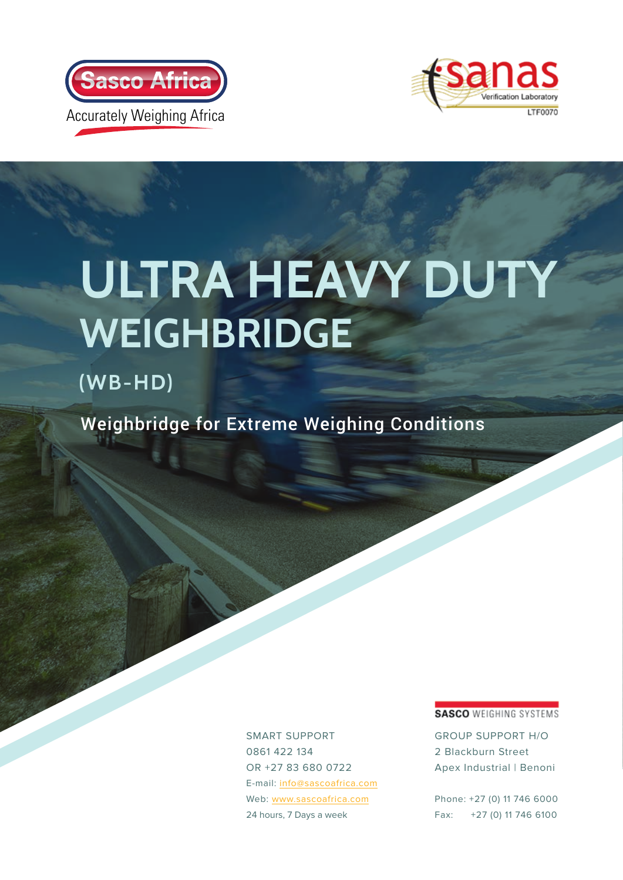Sasco Africa

Accurately Weighing Africa

sanas Verification Laboratory LTF0070

# ULTRA HEAVY DUTY WEIGHBRIDGE

## (WB-HD)

Weighbridge for Extreme Weighing Conditions

SMART SUPPORT
0861 422 134
OR +27 83 680 0722
E-mail: info@sascoafrica.com
Web: www.sascoafrica.com
24 hours, 7 Days a week

**SASCO** WEIGHING SYSTEMS

GROUP SUPPORT H/O
2 Blackburn Street
Apex Industrial | Benoni

Phone: +27 (0) 11 746 6000
Fax: +27 (0) 11 746 6100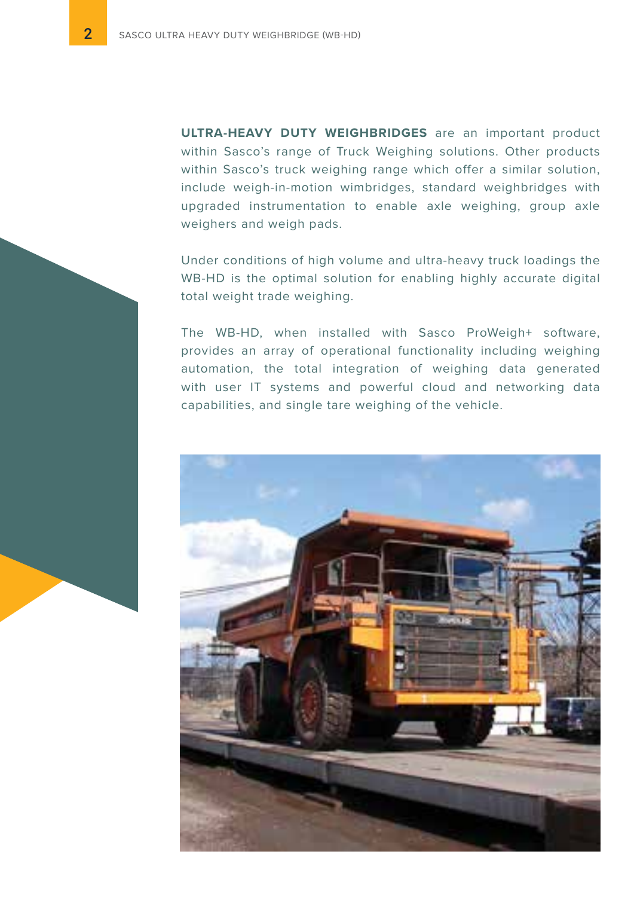**ULTRA-HEAVY DUTY WEIGHBRIDGES** are an important product within Sasco's range of Truck Weighing solutions. Other products within Sasco's truck weighing range which offer a similar solution, include weigh-in-motion wimbridges, standard weighbridges with upgraded instrumentation to enable axle weighing, group axle weighers and weigh pads.

Under conditions of high volume and ultra-heavy truck loadings the WB-HD is the optimal solution for enabling highly accurate digital total weight trade weighing.

The WB-HD, when installed with Sasco ProWeigh+ software, provides an array of operational functionality including weighing automation, the total integration of weighing data generated with user IT systems and powerful cloud and networking data capabilities, and single tare weighing of the vehicle.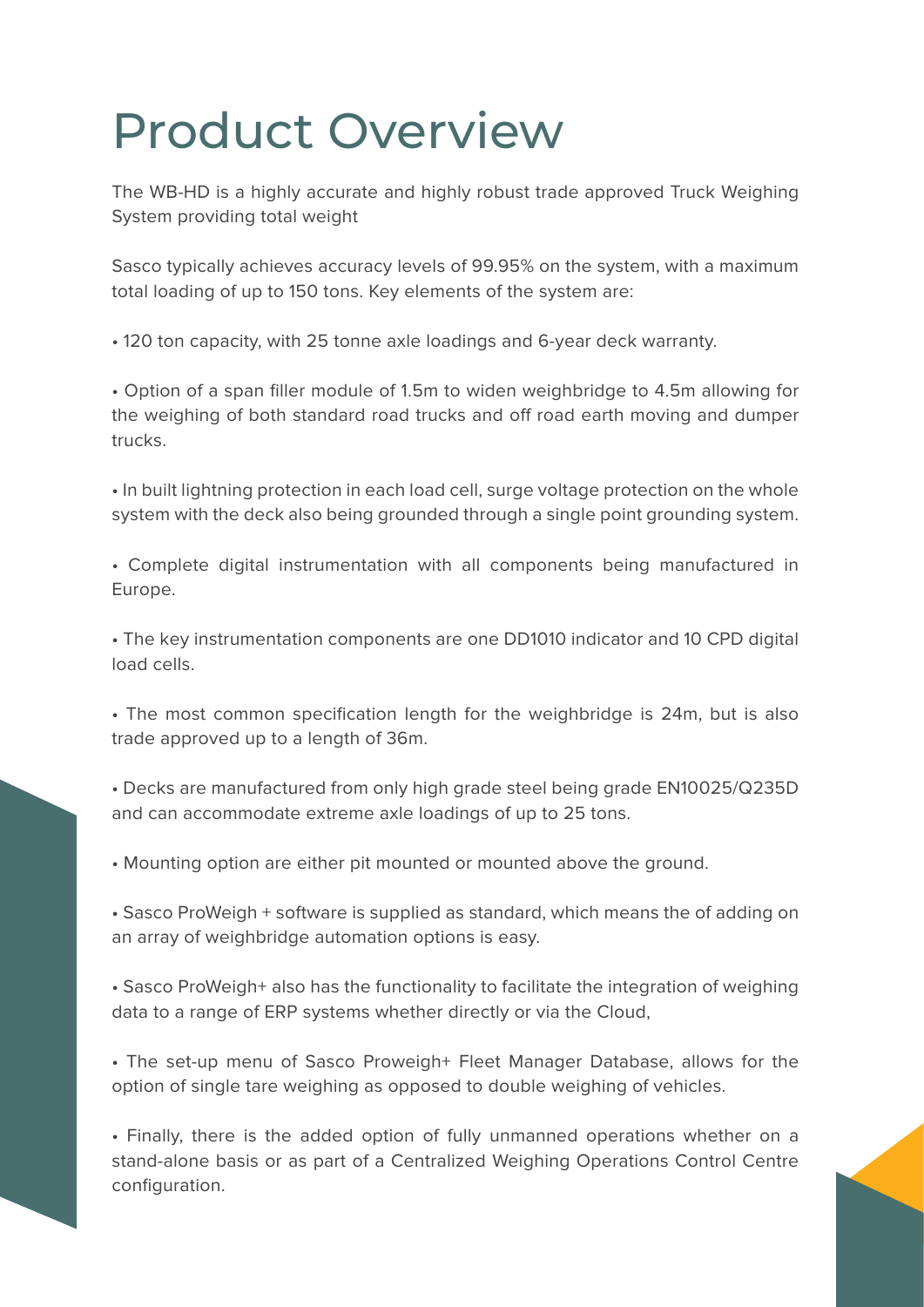# Product Overview

The WB-HD is a highly accurate and highly robust trade approved Truck Weighing System providing total weight

Sasco typically achieves accuracy levels of 99.95% on the system, with a maximum total loading of up to 150 tons. Key elements of the system are:

• 120 ton capacity, with 25 tonne axle loadings and 6-year deck warranty.

• Option of a span filler module of 1.5m to widen weighbridge to 4.5m allowing for the weighing of both standard road trucks and off road earth moving and dumper trucks.

• In built lightning protection in each load cell, surge voltage protection on the whole system with the deck also being grounded through a single point grounding system.

• Complete digital instrumentation with all components being manufactured in Europe.

• The key instrumentation components are one DD1010 indicator and 10 CPD digital load cells.

• The most common specification length for the weighbridge is 24m, but is also trade approved up to a length of 36m.

• Decks are manufactured from only high grade steel being grade EN10025/Q235D and can accommodate extreme axle loadings of up to 25 tons.

• Mounting option are either pit mounted or mounted above the ground.

• Sasco ProWeigh + software is supplied as standard, which means the of adding on an array of weighbridge automation options is easy.

• Sasco ProWeigh+ also has the functionality to facilitate the integration of weighing data to a range of ERP systems whether directly or via the Cloud,

• The set-up menu of Sasco Proweigh+ Fleet Manager Database, allows for the option of single tare weighing as opposed to double weighing of vehicles.

• Finally, there is the added option of fully unmanned operations whether on a stand-alone basis or as part of a Centralized Weighing Operations Control Centre configuration.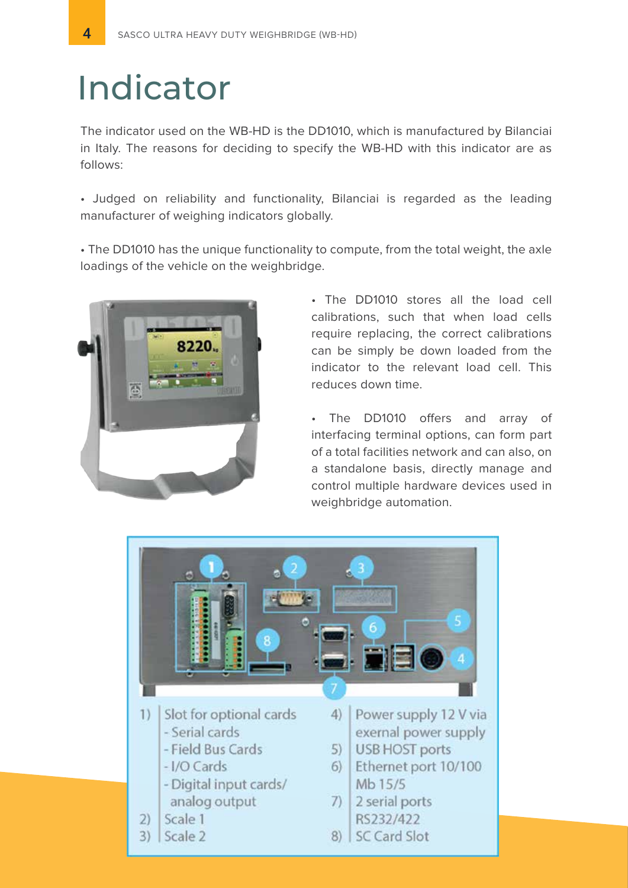# Indicator

The indicator used on the WB-HD is the DD1010, which is manufactured by Bilanciai in Italy. The reasons for deciding to specify the WB-HD with this indicator are as follows:

- Judged on reliability and functionality, Bilanciai is regarded as the leading manufacturer of weighing indicators globally.

- The DD1010 has the unique functionality to compute, from the total weight, the axle loadings of the vehicle on the weighbridge.

- The DD1010 stores all the load cell calibrations, such that when load cells require replacing, the correct calibrations can be simply be down loaded from the indicator to the relevant load cell. This reduces down time.

- The DD1010 offers and array of interfacing terminal options, can form part of a total facilities network and can also, on a standalone basis, directly manage and control multiple hardware devices used in weighbridge automation.

1) Slot for optional cards
   - Serial cards
   - Field Bus Cards
   - I/O Cards
   - Digital input cards/ analog output
2) Scale 1
3) Scale 2
4) Power supply 12 V via exernal power supply
5) USB HOST ports
6) Ethernet port 10/100 Mb 15/5
7) 2 serial ports RS232/422
8) SC Card Slot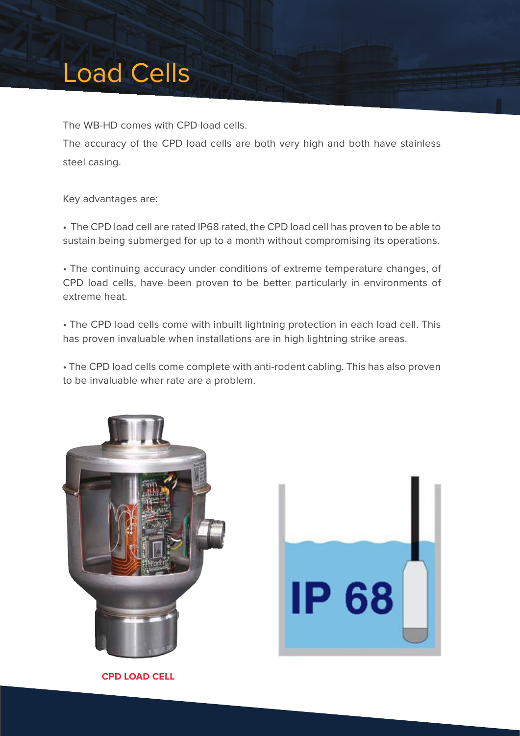# Load Cells

The WB-HD comes with CPD load cells.

The accuracy of the CPD load cells are both very high and both have stainless steel casing.

Key advantages are:

- The CPD load cell are rated IP68 rated, the CPD load cell has proven to be able to sustain being submerged for up to a month without compromising its operations.

- The continuing accuracy under conditions of extreme temperature changes, of CPD load cells, have been proven to be better particularly in environments of extreme heat.

- The CPD load cells come with inbuilt lightning protection in each load cell. This has proven invaluable when installations are in high lightning strike areas.

- The CPD load cells come complete with anti-rodent cabling. This has also proven to be invaluable wher rate are a problem.

**CPD LOAD CELL**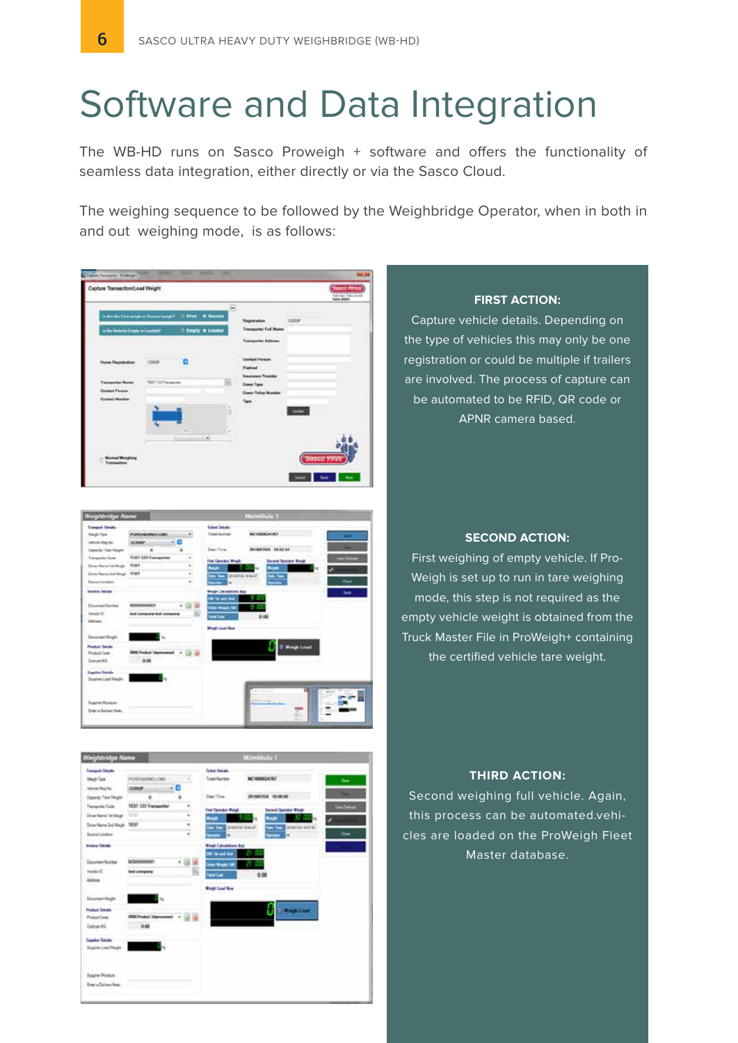# Software and Data Integration

The WB-HD runs on Sasco Proweigh + software and offers the functionality of seamless data integration, either directly or via the Sasco Cloud.

The weighing sequence to be followed by the Weighbridge Operator, when in both in and out weighing mode, is as follows:

**FIRST ACTION:**

Capture vehicle details. Depending on the type of vehicles this may only be one registration or could be multiple if trailers are involved. The process of capture can be automated to be RFID, QR code or APNR camera based.

**SECOND ACTION:**

First weighing of empty vehicle. If Pro-Weigh is set up to run in tare weighing mode, this step is not required as the empty vehicle weight is obtained from the Truck Master File in ProWeigh+ containing the certified vehicle tare weight.

**THIRD ACTION:**

Second weighing full vehicle. Again, this process can be automated.vehicles are loaded on the ProWeigh Fleet Master database.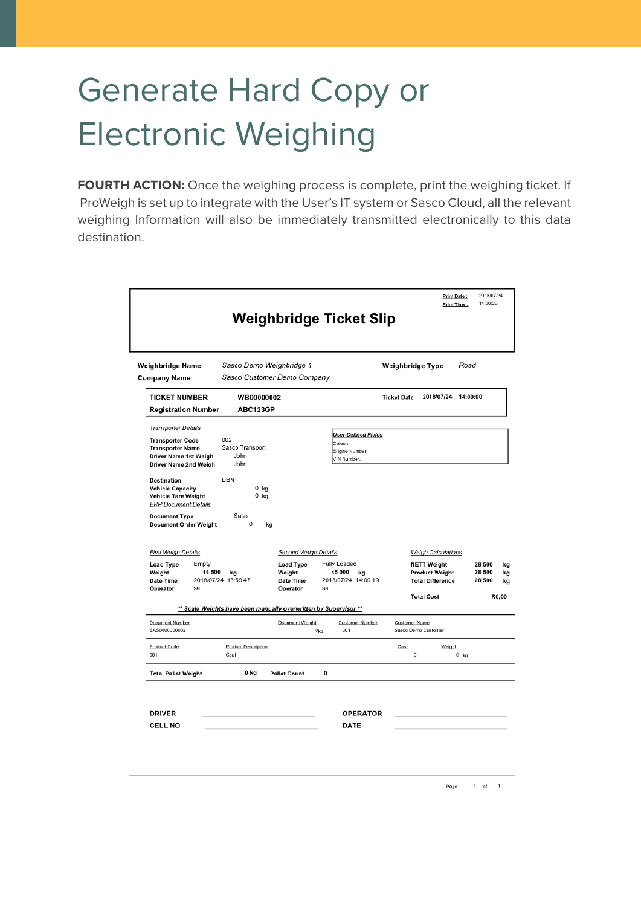# Generate Hard Copy or Electronic Weighing

**FOURTH ACTION:** Once the weighing process is complete, print the weighing ticket. If ProWeigh is set up to integrate with the User's IT system or Sasco Cloud, all the relevant weighing Information will also be immediately transmitted electronically to this data destination.

## Weighbridge Ticket Slip

Print Date : 2018/07/24
Print Time : 14:00:20

| | | | |
|---|---|---|---|
| **Weighbridge Name** | *Sasco Demo Weighbridge 1* | **Weighbridge Type** | *Road* |
| **Company Name** | *Sasco Customer Demo Company* | | |

| | | | |
|---|---|---|---|
| **TICKET NUMBER** | **WB00000002** | Ticket Date | 2018/07/24 14:00:00 |
| **Registration Number** | **ABC123GP** | | |

*Transporter Details*

| | |
|---|---|
| Transporter Code | 002 |
| Transporter Name | Sasco Transport |
| Driver Name 1st Weigh | John |
| Driver Name 2nd Weigh | John |

*User-Defined Fields*

Colour:
Engine Number:
VIN Number:

| | |
|---|---|
| Destination | DBN |
| Vehicle Capacity | 0 kg |
| Vehicle Tare Weight | 0 kg |

*ERP Document Details*

| | |
|---|---|
| Document Type | Sales |
| Document Order Weight | 0 kg |

*First Weigh Details*

| | |
|---|---|
| Load Type | Empty |
| Weight | 16 500 kg |
| Date Time | 2018/07/24 13:59:47 |
| Operator | sa |

*Second Weigh Details*

| | |
|---|---|
| Load Type | Fully Loaded |
| Weight | 45 000 kg |
| Date Time | 2018/07/24 14:00:19 |
| Operator | sa |

*Weigh Calculations*

| | |
|---|---|
| NETT Weight | 28 500 kg |
| Product Weight | 28 500 kg |
| Total Difference | 28 500 kg |
| Total Cost | R0,00 |

*\*\* Scale Weights have been manually overwritten by Supervisor \*\**

| Document Number | Document Weight | Customer Number | Customer Name |
|---|---|---|---|
| SA30000000002 | 0 kg | 001 | Sasco Demo Customer |

| Product Code | Product Description | Cost | Weight |
|---|---|---|---|
| 001 | Coal | 0 | 0 kg |

| | | | |
|---|---|---|---|
| Total Pallet Weight | 0 kg | Pallet Count | 0 |

| | | | |
|---|---|---|---|
| **DRIVER** | ______________ | **OPERATOR** | ______________ |
| **CELL NO** | ______________ | **DATE** | ______________ |

Page 1 of 1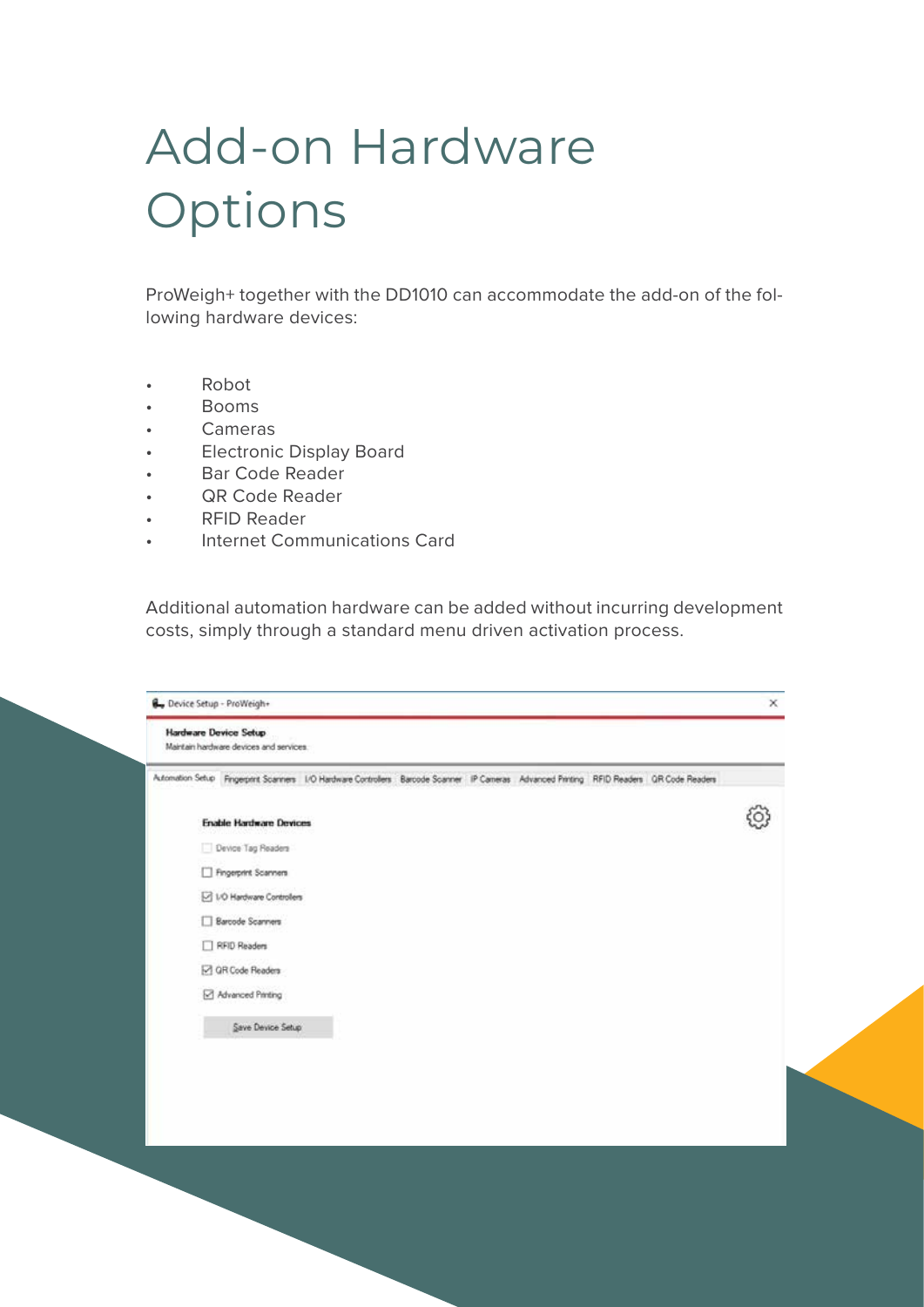# Add-on Hardware Options

ProWeigh+ together with the DD1010 can accommodate the add-on of the following hardware devices:

- Robot
- Booms
- Cameras
- Electronic Display Board
- Bar Code Reader
- QR Code Reader
- RFID Reader
- Internet Communications Card

Additional automation hardware can be added without incurring development costs, simply through a standard menu driven activation process.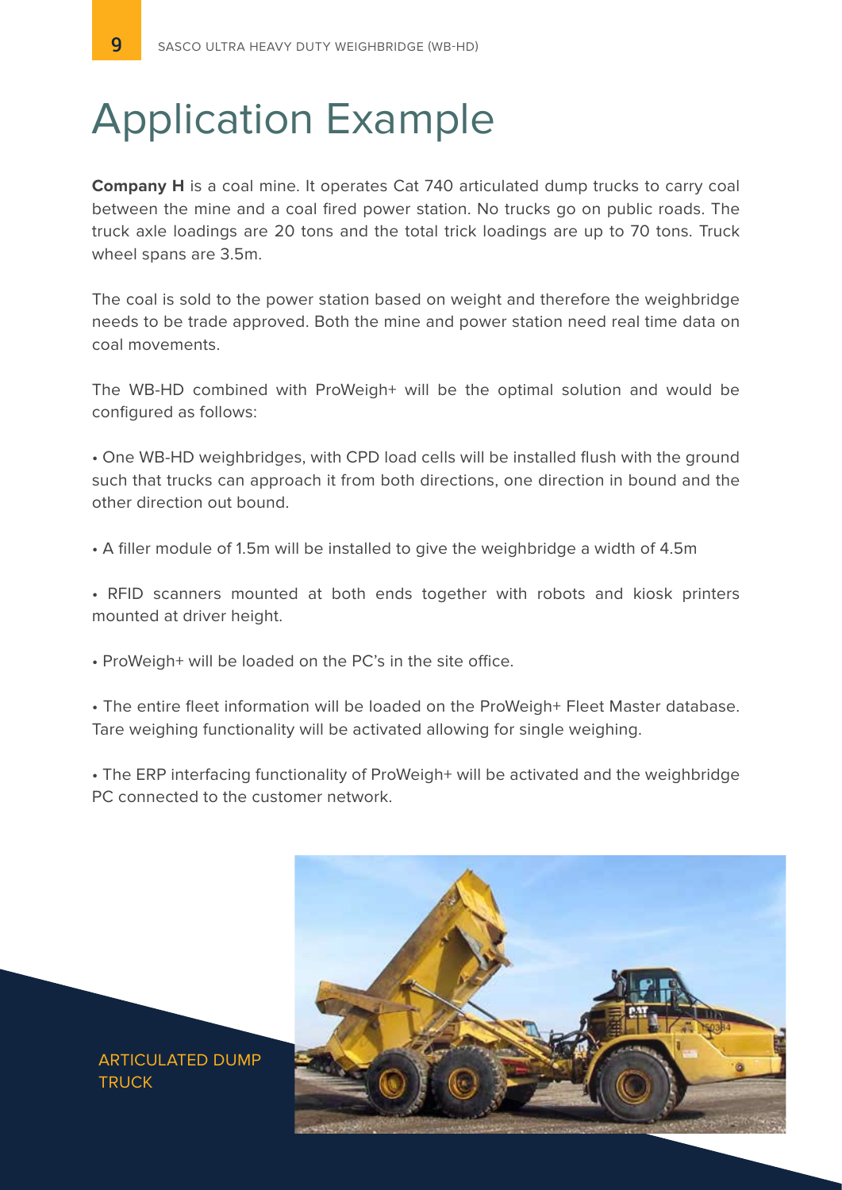# Application Example

**Company H** is a coal mine. It operates Cat 740 articulated dump trucks to carry coal between the mine and a coal fired power station. No trucks go on public roads. The truck axle loadings are 20 tons and the total trick loadings are up to 70 tons. Truck wheel spans are 3.5m.

The coal is sold to the power station based on weight and therefore the weighbridge needs to be trade approved. Both the mine and power station need real time data on coal movements.

The WB-HD combined with ProWeigh+ will be the optimal solution and would be configured as follows:

- One WB-HD weighbridges, with CPD load cells will be installed flush with the ground such that trucks can approach it from both directions, one direction in bound and the other direction out bound.
- A filler module of 1.5m will be installed to give the weighbridge a width of 4.5m
- RFID scanners mounted at both ends together with robots and kiosk printers mounted at driver height.
- ProWeigh+ will be loaded on the PC's in the site office.
- The entire fleet information will be loaded on the ProWeigh+ Fleet Master database. Tare weighing functionality will be activated allowing for single weighing.
- The ERP interfacing functionality of ProWeigh+ will be activated and the weighbridge PC connected to the customer network.

ARTICULATED DUMP TRUCK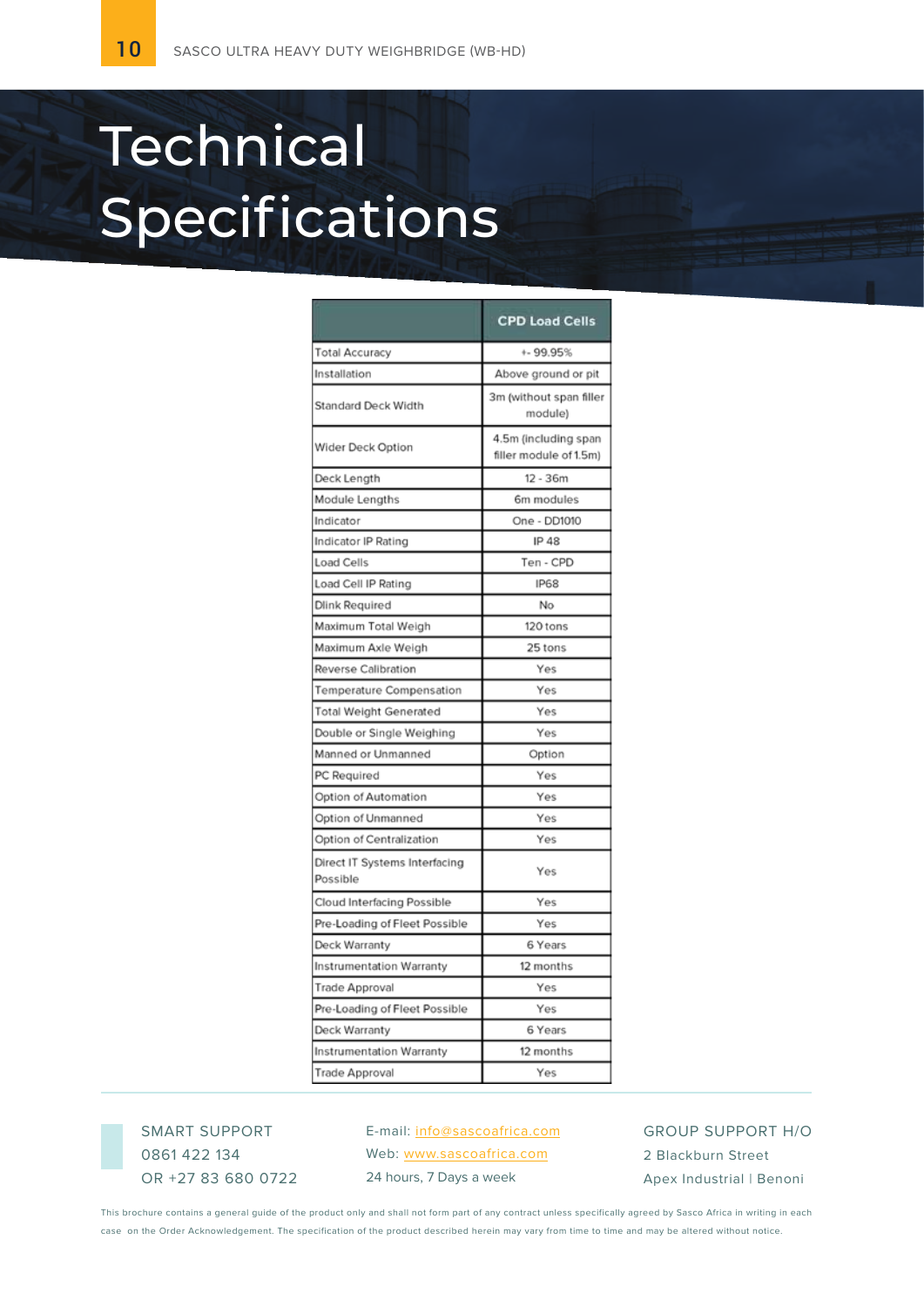# Technical Specifications

| | CPD Load Cells |
|---|---|
| Total Accuracy | +- 99.95% |
| Installation | Above ground or pit |
| Standard Deck Width | 3m (without span filler module) |
| Wider Deck Option | 4.5m (including span filler module of 1.5m) |
| Deck Length | 12 - 36m |
| Module Lengths | 6m modules |
| Indicator | One - DD1010 |
| Indicator IP Rating | IP 48 |
| Load Cells | Ten - CPD |
| Load Cell IP Rating | IP68 |
| Dlink Required | No |
| Maximum Total Weigh | 120 tons |
| Maximum Axle Weigh | 25 tons |
| Reverse Calibration | Yes |
| Temperature Compensation | Yes |
| Total Weight Generated | Yes |
| Double or Single Weighing | Yes |
| Manned or Unmanned | Option |
| PC Required | Yes |
| Option of Automation | Yes |
| Option of Unmanned | Yes |
| Option of Centralization | Yes |
| Direct IT Systems Interfacing Possible | Yes |
| Cloud Interfacing Possible | Yes |
| Pre-Loading of Fleet Possible | Yes |
| Deck Warranty | 6 Years |
| Instrumentation Warranty | 12 months |
| Trade Approval | Yes |
| Pre-Loading of Fleet Possible | Yes |
| Deck Warranty | 6 Years |
| Instrumentation Warranty | 12 months |
| Trade Approval | Yes |

SMART SUPPORT
0861 422 134
OR +27 83 680 0722

E-mail: info@sascoafrica.com
Web: www.sascoafrica.com
24 hours, 7 Days a week

GROUP SUPPORT H/O
2 Blackburn Street
Apex Industrial | Benoni

This brochure contains a general guide of the product only and shall not form part of any contract unless specifically agreed by Sasco Africa in writing in each case on the Order Acknowledgement. The specification of the product described herein may vary from time to time and may be altered without notice.